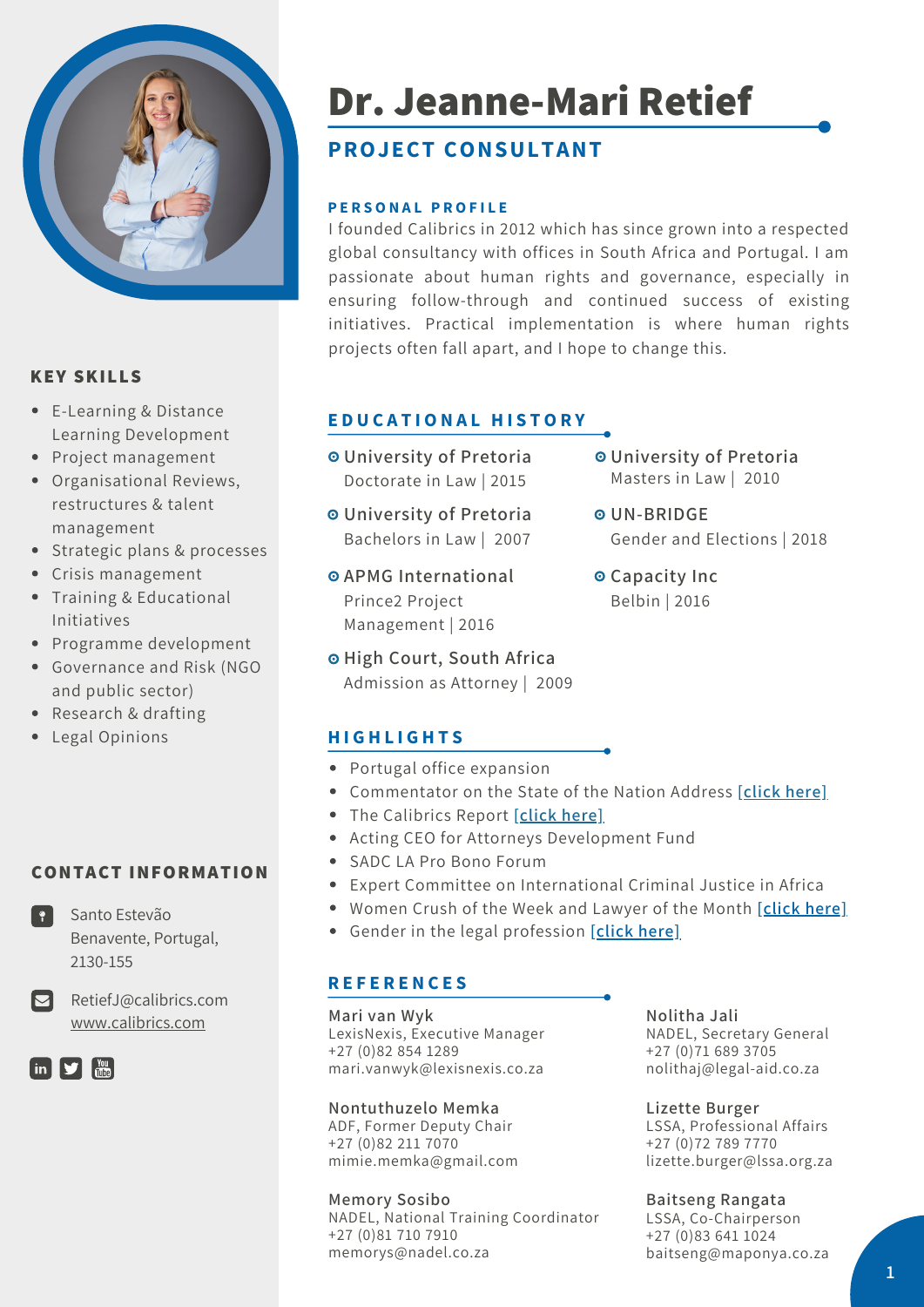# Dr. Jeanne-Mari Retief

## PROJECT CONSULTANT

### PERSONAL PROFILE

I founded Calibrics in 2012 which has since grown into a respected global consultancy with offices in South Africa and Portugal. I am passionate about human rights and governance, especially in ensuring follow-through and continued success of existing initiatives. Practical implementation is where human rights projects often fall apart, and I hope to change this.

### KEY SKILLS

- E-Learning & Distance Learning Development
- Project management
- Organisational Reviews, restructures & talent management
- Strategic plans & processes
- Crisis management
- Training & Educational Initiatives
- Programme development
- Governance and Risk (NGO and public sector)
- Research & drafting
- Legal Opinions

### CONTACT INFORMATION

Santo Estevão
Benavente, Portugal,
2130-155

RetiefJ@calibrics.com
www.calibrics.com

### EDUCATIONAL HISTORY

- **University of Pretoria**
  Doctorate in Law | 2015
- **University of Pretoria**
  Bachelors in Law | 2007
- **APMG International**
  Prince2 Project Management | 2016
- **High Court, South Africa**
  Admission as Attorney | 2009
- **University of Pretoria**
  Masters in Law | 2010
- **UN-BRIDGE**
  Gender and Elections | 2018
- **Capacity Inc**
  Belbin | 2016

### HIGHLIGHTS

- Portugal office expansion
- Commentator on the State of the Nation Address [click here]
- The Calibrics Report [click here]
- Acting CEO for Attorneys Development Fund
- SADC LA Pro Bono Forum
- Expert Committee on International Criminal Justice in Africa
- Women Crush of the Week and Lawyer of the Month [click here]
- Gender in the legal profession [click here]

### REFERENCES

**Mari van Wyk**
LexisNexis, Executive Manager
+27 (0)82 854 1289
mari.vanwyk@lexisnexis.co.za

**Nontuthuzelo Memka**
ADF, Former Deputy Chair
+27 (0)82 211 7070
mimie.memka@gmail.com

**Memory Sosibo**
NADEL, National Training Coordinator
+27 (0)81 710 7910
memorys@nadel.co.za

**Nolitha Jali**
NADEL, Secretary General
+27 (0)71 689 3705
nolithaj@legal-aid.co.za

**Lizette Burger**
LSSA, Professional Affairs
+27 (0)72 789 7770
lizette.burger@lssa.org.za

**Baitseng Rangata**
LSSA, Co-Chairperson
+27 (0)83 641 1024
baitseng@maponya.co.za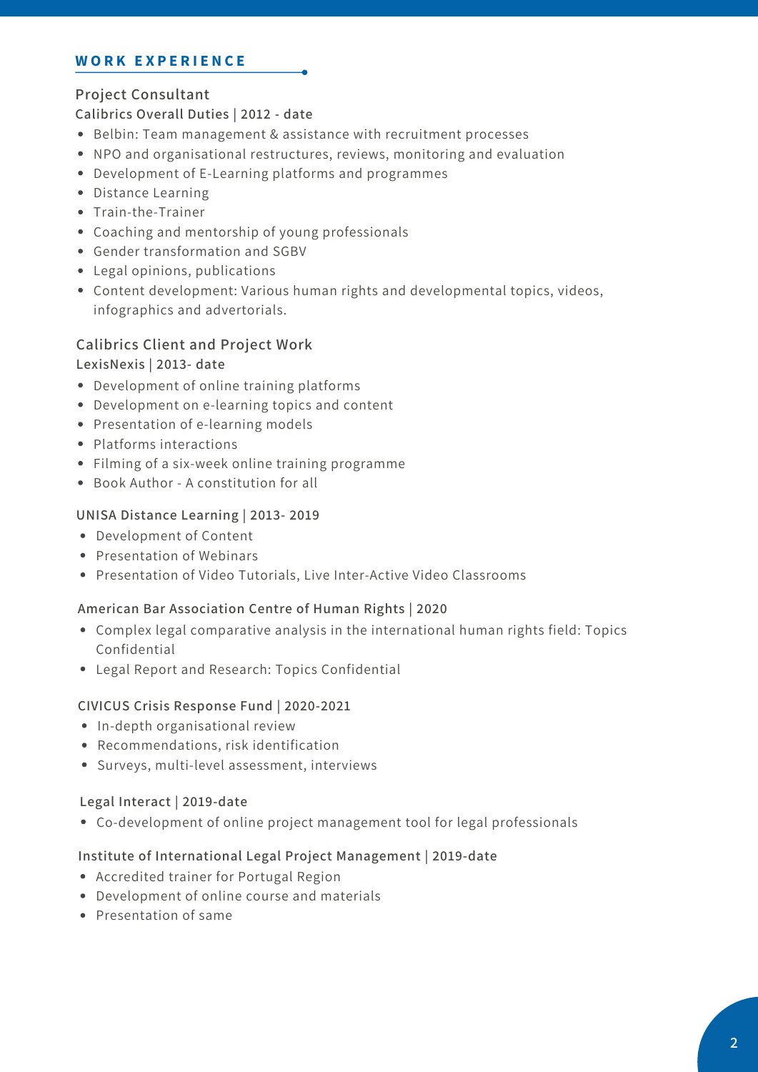## WORK EXPERIENCE

### Project Consultant

**Calibrics Overall Duties | 2012 - date**

- Belbin: Team management & assistance with recruitment processes
- NPO and organisational restructures, reviews, monitoring and evaluation
- Development of E-Learning platforms and programmes
- Distance Learning
- Train-the-Trainer
- Coaching and mentorship of young professionals
- Gender transformation and SGBV
- Legal opinions, publications
- Content development: Various human rights and developmental topics, videos, infographics and advertorials.

### Calibrics Client and Project Work

**LexisNexis | 2013- date**

- Development of online training platforms
- Development on e-learning topics and content
- Presentation of e-learning models
- Platforms interactions
- Filming of a six-week online training programme
- Book Author - A constitution for all

**UNISA Distance Learning | 2013- 2019**

- Development of Content
- Presentation of Webinars
- Presentation of Video Tutorials, Live Inter-Active Video Classrooms

**American Bar Association Centre of Human Rights | 2020**

- Complex legal comparative analysis in the international human rights field: Topics Confidential
- Legal Report and Research: Topics Confidential

**CIVICUS Crisis Response Fund | 2020-2021**

- In-depth organisational review
- Recommendations, risk identification
- Surveys, multi-level assessment, interviews

**Legal Interact | 2019-date**

- Co-development of online project management tool for legal professionals

**Institute of International Legal Project Management | 2019-date**

- Accredited trainer for Portugal Region
- Development of online course and materials
- Presentation of same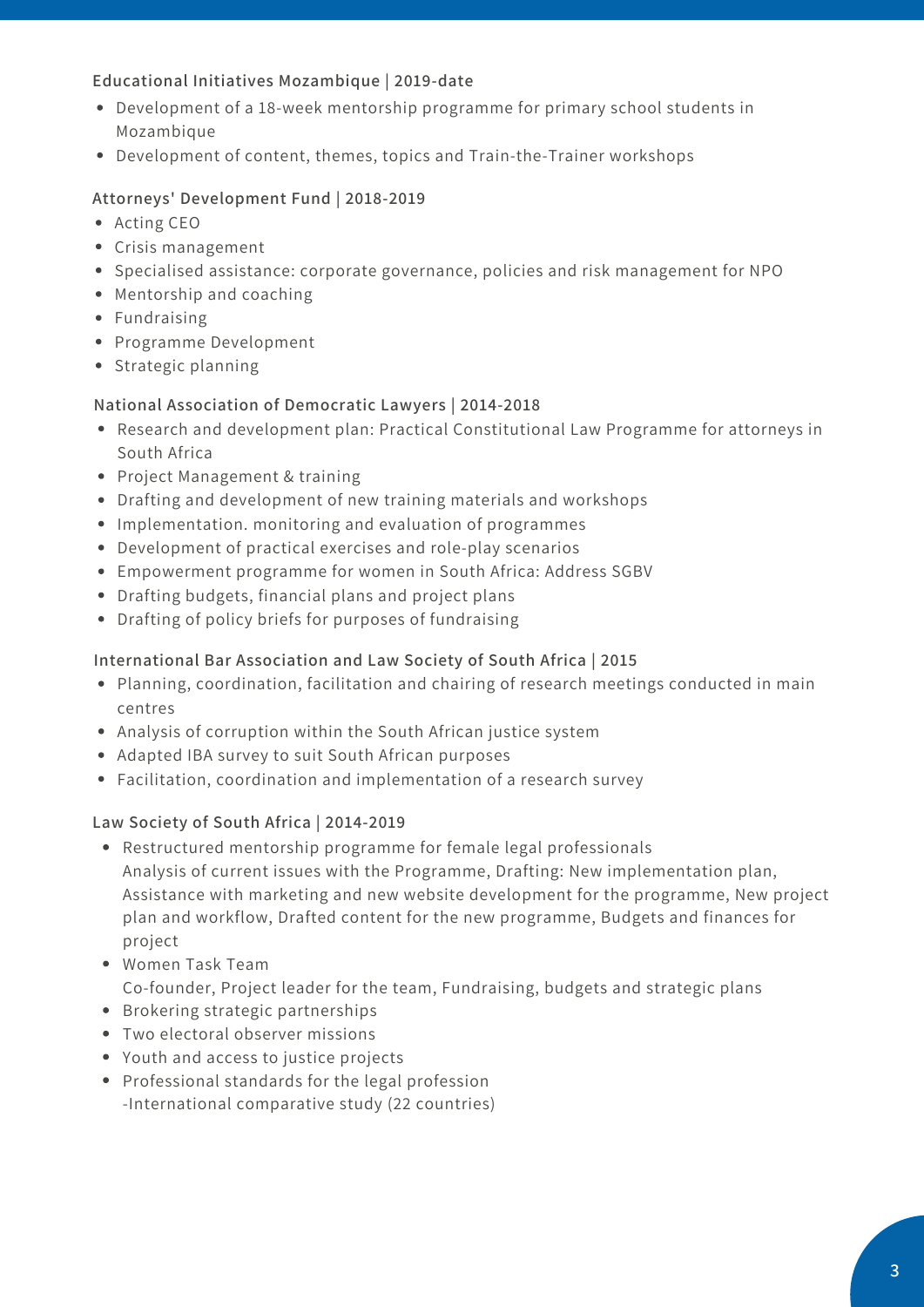### Educational Initiatives Mozambique | 2019-date

- Development of a 18-week mentorship programme for primary school students in Mozambique
- Development of content, themes, topics and Train-the-Trainer workshops

### Attorneys' Development Fund | 2018-2019

- Acting CEO
- Crisis management
- Specialised assistance: corporate governance, policies and risk management for NPO
- Mentorship and coaching
- Fundraising
- Programme Development
- Strategic planning

### National Association of Democratic Lawyers | 2014-2018

- Research and development plan: Practical Constitutional Law Programme for attorneys in South Africa
- Project Management & training
- Drafting and development of new training materials and workshops
- Implementation. monitoring and evaluation of programmes
- Development of practical exercises and role-play scenarios
- Empowerment programme for women in South Africa: Address SGBV
- Drafting budgets, financial plans and project plans
- Drafting of policy briefs for purposes of fundraising

### International Bar Association and Law Society of South Africa | 2015

- Planning, coordination, facilitation and chairing of research meetings conducted in main centres
- Analysis of corruption within the South African justice system
- Adapted IBA survey to suit South African purposes
- Facilitation, coordination and implementation of a research survey

### Law Society of South Africa | 2014-2019

- Restructured mentorship programme for female legal professionals
  Analysis of current issues with the Programme, Drafting: New implementation plan, Assistance with marketing and new website development for the programme, New project plan and workflow, Drafted content for the new programme, Budgets and finances for project
- Women Task Team
  Co-founder, Project leader for the team, Fundraising, budgets and strategic plans
- Brokering strategic partnerships
- Two electoral observer missions
- Youth and access to justice projects
- Professional standards for the legal profession
  -International comparative study (22 countries)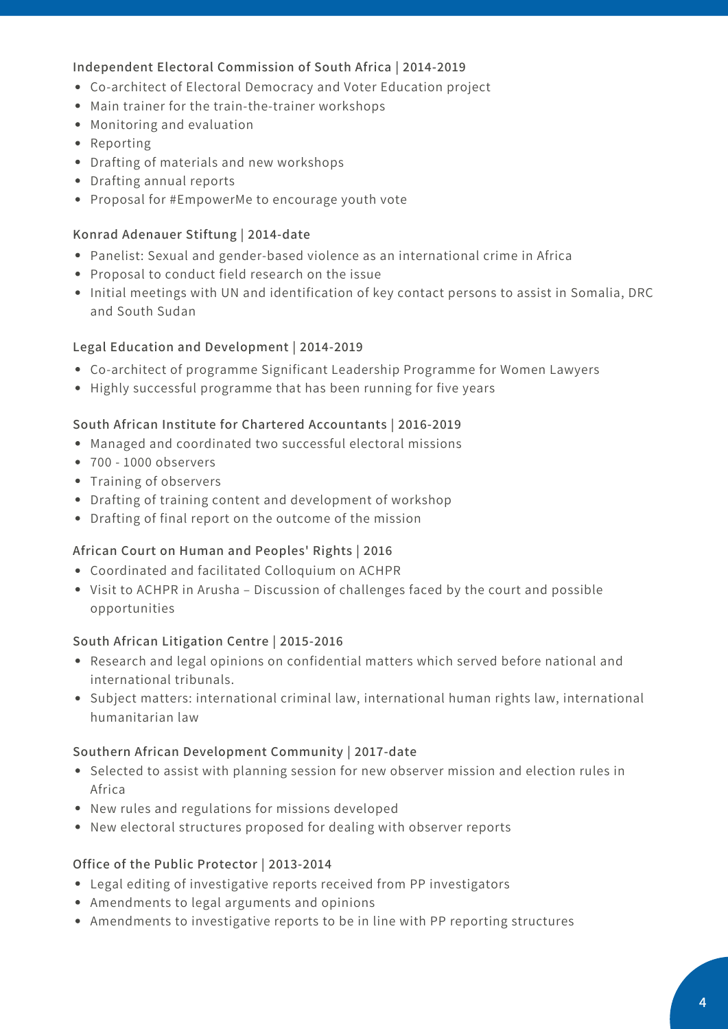### Independent Electoral Commission of South Africa | 2014-2019

- Co-architect of Electoral Democracy and Voter Education project
- Main trainer for the train-the-trainer workshops
- Monitoring and evaluation
- Reporting
- Drafting of materials and new workshops
- Drafting annual reports
- Proposal for #EmpowerMe to encourage youth vote

### Konrad Adenauer Stiftung | 2014-date

- Panelist: Sexual and gender-based violence as an international crime in Africa
- Proposal to conduct field research on the issue
- Initial meetings with UN and identification of key contact persons to assist in Somalia, DRC and South Sudan

### Legal Education and Development | 2014-2019

- Co-architect of programme Significant Leadership Programme for Women Lawyers
- Highly successful programme that has been running for five years

### South African Institute for Chartered Accountants | 2016-2019

- Managed and coordinated two successful electoral missions
- 700 - 1000 observers
- Training of observers
- Drafting of training content and development of workshop
- Drafting of final report on the outcome of the mission

### African Court on Human and Peoples' Rights | 2016

- Coordinated and facilitated Colloquium on ACHPR
- Visit to ACHPR in Arusha – Discussion of challenges faced by the court and possible opportunities

### South African Litigation Centre | 2015-2016

- Research and legal opinions on confidential matters which served before national and international tribunals.
- Subject matters: international criminal law, international human rights law, international humanitarian law

### Southern African Development Community | 2017-date

- Selected to assist with planning session for new observer mission and election rules in Africa
- New rules and regulations for missions developed
- New electoral structures proposed for dealing with observer reports

### Office of the Public Protector | 2013-2014

- Legal editing of investigative reports received from PP investigators
- Amendments to legal arguments and opinions
- Amendments to investigative reports to be in line with PP reporting structures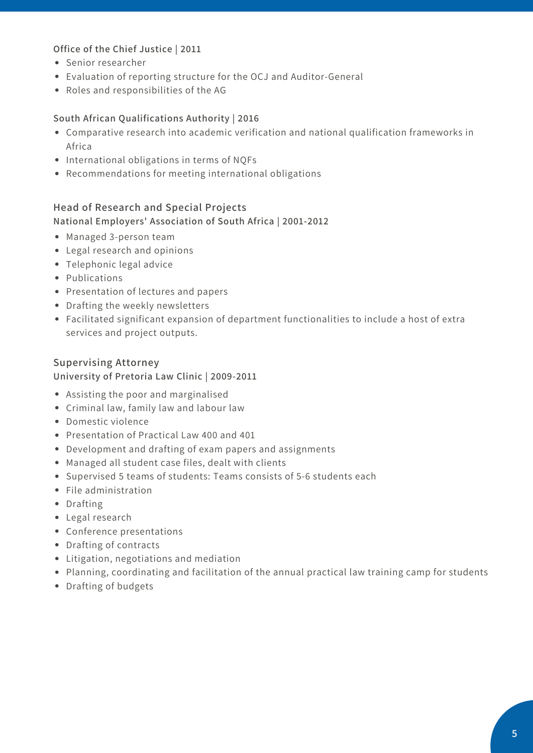**Office of the Chief Justice | 2011**

- Senior researcher
- Evaluation of reporting structure for the OCJ and Auditor-General
- Roles and responsibilities of the AG

**South African Qualifications Authority | 2016**

- Comparative research into academic verification and national qualification frameworks in Africa
- International obligations in terms of NQFs
- Recommendations for meeting international obligations

### Head of Research and Special Projects

**National Employers' Association of South Africa | 2001-2012**

- Managed 3-person team
- Legal research and opinions
- Telephonic legal advice
- Publications
- Presentation of lectures and papers
- Drafting the weekly newsletters
- Facilitated significant expansion of department functionalities to include a host of extra services and project outputs.

### Supervising Attorney

**University of Pretoria Law Clinic | 2009-2011**

- Assisting the poor and marginalised
- Criminal law, family law and labour law
- Domestic violence
- Presentation of Practical Law 400 and 401
- Development and drafting of exam papers and assignments
- Managed all student case files, dealt with clients
- Supervised 5 teams of students: Teams consists of 5-6 students each
- File administration
- Drafting
- Legal research
- Conference presentations
- Drafting of contracts
- Litigation, negotiations and mediation
- Planning, coordinating and facilitation of the annual practical law training camp for students
- Drafting of budgets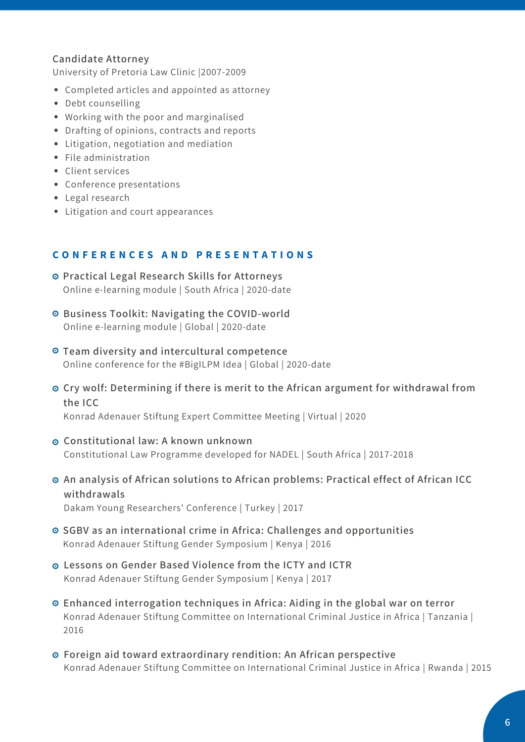### Candidate Attorney

University of Pretoria Law Clinic |2007-2009

- Completed articles and appointed as attorney
- Debt counselling
- Working with the poor and marginalised
- Drafting of opinions, contracts and reports
- Litigation, negotiation and mediation
- File administration
- Client services
- Conference presentations
- Legal research
- Litigation and court appearances

## CONFERENCES AND PRESENTATIONS

- **Practical Legal Research Skills for Attorneys**
  Online e-learning module | South Africa | 2020-date

- **Business Toolkit: Navigating the COVID-world**
  Online e-learning module | Global | 2020-date

- **Team diversity and intercultural competence**
  Online conference for the #BigILPM Idea | Global | 2020-date

- **Cry wolf: Determining if there is merit to the African argument for withdrawal from the ICC**
  Konrad Adenauer Stiftung Expert Committee Meeting | Virtual | 2020

- **Constitutional law: A known unknown**
  Constitutional Law Programme developed for NADEL | South Africa | 2017-2018

- **An analysis of African solutions to African problems: Practical effect of African ICC withdrawals**
  Dakam Young Researchers' Conference | Turkey | 2017

- **SGBV as an international crime in Africa: Challenges and opportunities**
  Konrad Adenauer Stiftung Gender Symposium | Kenya | 2016

- **Lessons on Gender Based Violence from the ICTY and ICTR**
  Konrad Adenauer Stiftung Gender Symposium | Kenya | 2017

- **Enhanced interrogation techniques in Africa: Aiding in the global war on terror**
  Konrad Adenauer Stiftung Committee on International Criminal Justice in Africa | Tanzania | 2016

- **Foreign aid toward extraordinary rendition: An African perspective**
  Konrad Adenauer Stiftung Committee on International Criminal Justice in Africa | Rwanda | 2015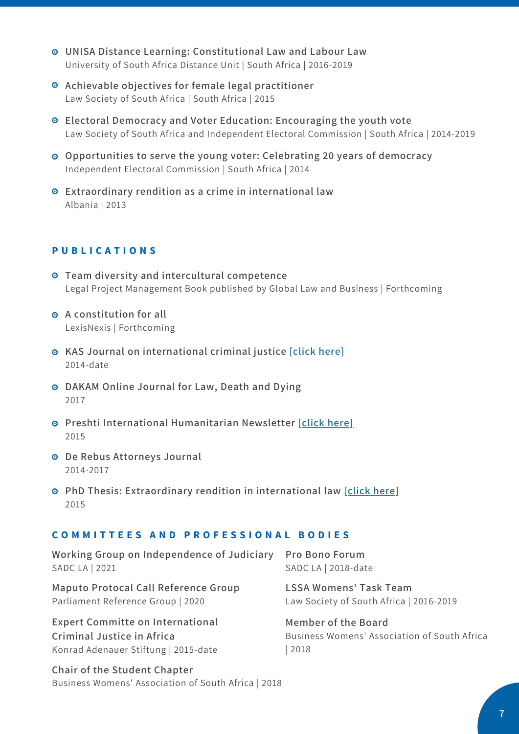- **UNISA Distance Learning: Constitutional Law and Labour Law**
  University of South Africa Distance Unit | South Africa | 2016-2019
- **Achievable objectives for female legal practitioner**
  Law Society of South Africa | South Africa | 2015
- **Electoral Democracy and Voter Education: Encouraging the youth vote**
  Law Society of South Africa and Independent Electoral Commission | South Africa | 2014-2019
- **Opportunities to serve the young voter: Celebrating 20 years of democracy**
  Independent Electoral Commission | South Africa | 2014
- **Extraordinary rendition as a crime in international law**
  Albania | 2013

## PUBLICATIONS

- **Team diversity and intercultural competence**
  Legal Project Management Book published by Global Law and Business | Forthcoming
- **A constitution for all**
  LexisNexis | Forthcoming
- **KAS Journal on international criminal justice** [click here]
  2014-date
- **DAKAM Online Journal for Law, Death and Dying**
  2017
- **Preshti International Humanitarian Newsletter** [click here]
  2015
- **De Rebus Attorneys Journal**
  2014-2017
- **PhD Thesis: Extraordinary rendition in international law** [click here]
  2015

## COMMITTEES AND PROFESSIONAL BODIES

**Working Group on Independence of Judiciary**
SADC LA | 2021

**Maputo Protocal Call Reference Group**
Parliament Reference Group | 2020

**Expert Committe on International Criminal Justice in Africa**
Konrad Adenauer Stiftung | 2015-date

**Chair of the Student Chapter**
Business Womens' Association of South Africa | 2018

**Pro Bono Forum**
SADC LA | 2018-date

**LSSA Womens' Task Team**
Law Society of South Africa | 2016-2019

**Member of the Board**
Business Womens' Association of South Africa | 2018